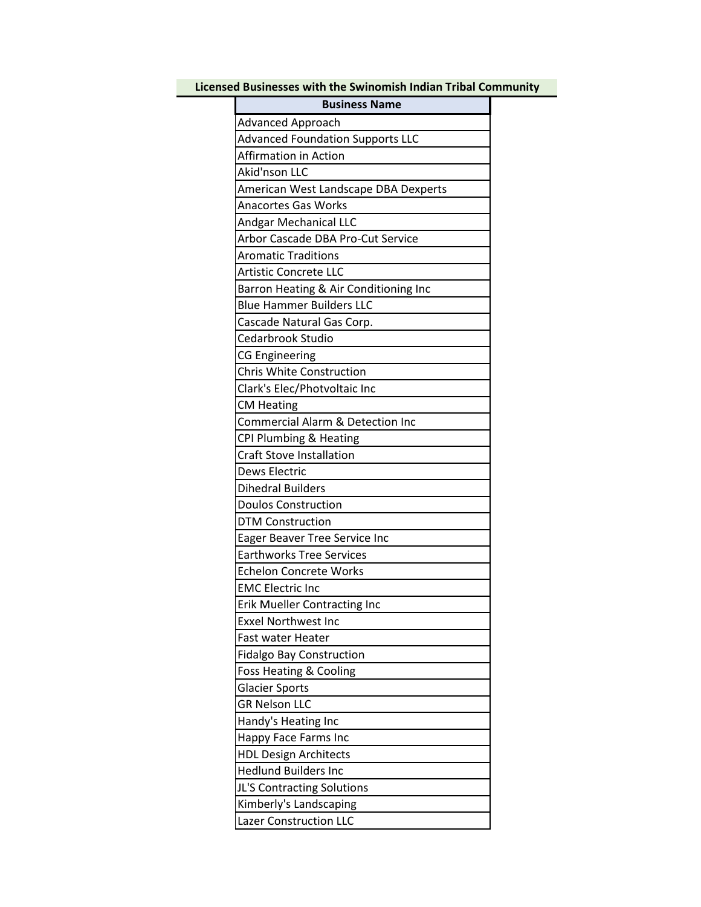# Licensed Businesses with the Swinomish Indian Tribal Community

| Business Name |
|---|
| Advanced Approach |
| Advanced Foundation Supports LLC |
| Affirmation in Action |
| Akid'nson LLC |
| American West Landscape DBA Dexperts |
| Anacortes Gas Works |
| Andgar Mechanical LLC |
| Arbor Cascade DBA Pro-Cut Service |
| Aromatic Traditions |
| Artistic Concrete LLC |
| Barron Heating & Air Conditioning Inc |
| Blue Hammer Builders LLC |
| Cascade Natural Gas Corp. |
| Cedarbrook Studio |
| CG Engineering |
| Chris White Construction |
| Clark's Elec/Photvoltaic Inc |
| CM Heating |
| Commercial Alarm & Detection Inc |
| CPI Plumbing & Heating |
| Craft Stove Installation |
| Dews Electric |
| Dihedral Builders |
| Doulos Construction |
| DTM Construction |
| Eager Beaver Tree Service Inc |
| Earthworks Tree Services |
| Echelon Concrete Works |
| EMC Electric Inc |
| Erik Mueller Contracting Inc |
| Exxel Northwest Inc |
| Fast water Heater |
| Fidalgo Bay Construction |
| Foss Heating & Cooling |
| Glacier Sports |
| GR Nelson LLC |
| Handy's Heating Inc |
| Happy Face Farms Inc |
| HDL Design Architects |
| Hedlund Builders Inc |
| JL'S Contracting Solutions |
| Kimberly's Landscaping |
| Lazer Construction LLC |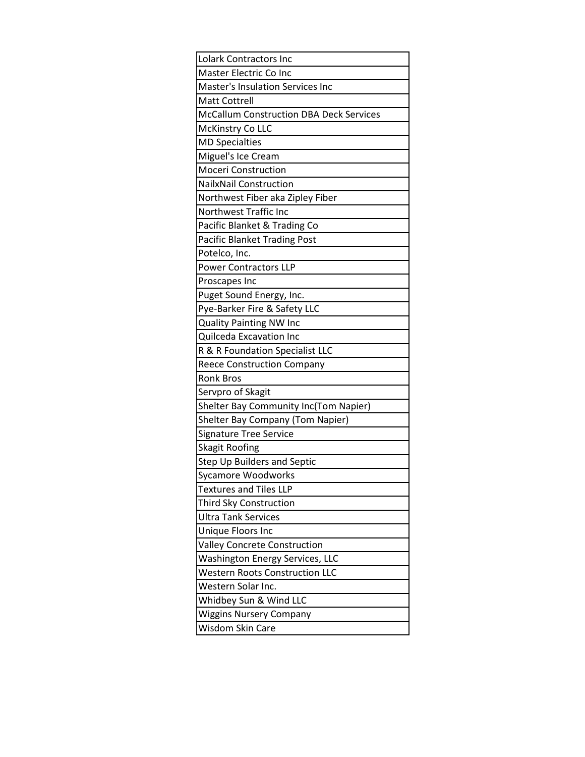| |
|---|
| Lolark Contractors Inc |
| Master Electric Co Inc |
| Master's Insulation Services Inc |
| Matt Cottrell |
| McCallum Construction DBA Deck Services |
| McKinstry Co LLC |
| MD Specialties |
| Miguel's Ice Cream |
| Moceri Construction |
| NailxNail Construction |
| Northwest Fiber aka Zipley Fiber |
| Northwest Traffic Inc |
| Pacific Blanket & Trading Co |
| Pacific Blanket Trading Post |
| Potelco, Inc. |
| Power Contractors LLP |
| Proscapes Inc |
| Puget Sound Energy, Inc. |
| Pye-Barker Fire & Safety LLC |
| Quality Painting NW Inc |
| Quilceda Excavation Inc |
| R & R Foundation Specialist LLC |
| Reece Construction Company |
| Ronk Bros |
| Servpro of Skagit |
| Shelter Bay Community Inc(Tom Napier) |
| Shelter Bay Company (Tom Napier) |
| Signature Tree Service |
| Skagit Roofing |
| Step Up Builders and Septic |
| Sycamore Woodworks |
| Textures and Tiles LLP |
| Third Sky Construction |
| Ultra Tank Services |
| Unique Floors Inc |
| Valley Concrete Construction |
| Washington Energy Services, LLC |
| Western Roots Construction LLC |
| Western Solar Inc. |
| Whidbey Sun & Wind LLC |
| Wiggins Nursery Company |
| Wisdom Skin Care |